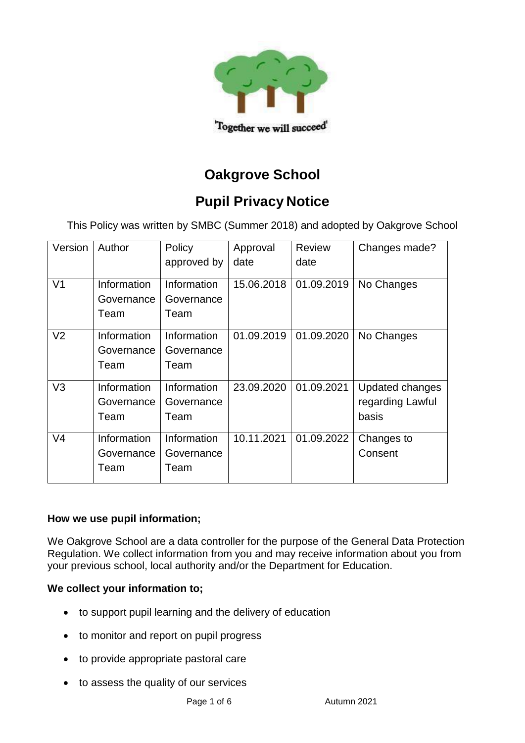'Together we will succeed'

# Oakgrove School

## Pupil Privacy Notice

This Policy was written by SMBC (Summer 2018) and adopted by Oakgrove School

| Version | Author | Policy approved by | Approval date | Review date | Changes made? |
|---|---|---|---|---|---|
| V1 | Information Governance Team | Information Governance Team | 15.06.2018 | 01.09.2019 | No Changes |
| V2 | Information Governance Team | Information Governance Team | 01.09.2019 | 01.09.2020 | No Changes |
| V3 | Information Governance Team | Information Governance Team | 23.09.2020 | 01.09.2021 | Updated changes regarding Lawful basis |
| V4 | Information Governance Team | Information Governance Team | 10.11.2021 | 01.09.2022 | Changes to Consent |

**How we use pupil information;**

We Oakgrove School are a data controller for the purpose of the General Data Protection Regulation. We collect information from you and may receive information about you from your previous school, local authority and/or the Department for Education.

**We collect your information to;**

- to support pupil learning and the delivery of education
- to monitor and report on pupil progress
- to provide appropriate pastoral care
- to assess the quality of our services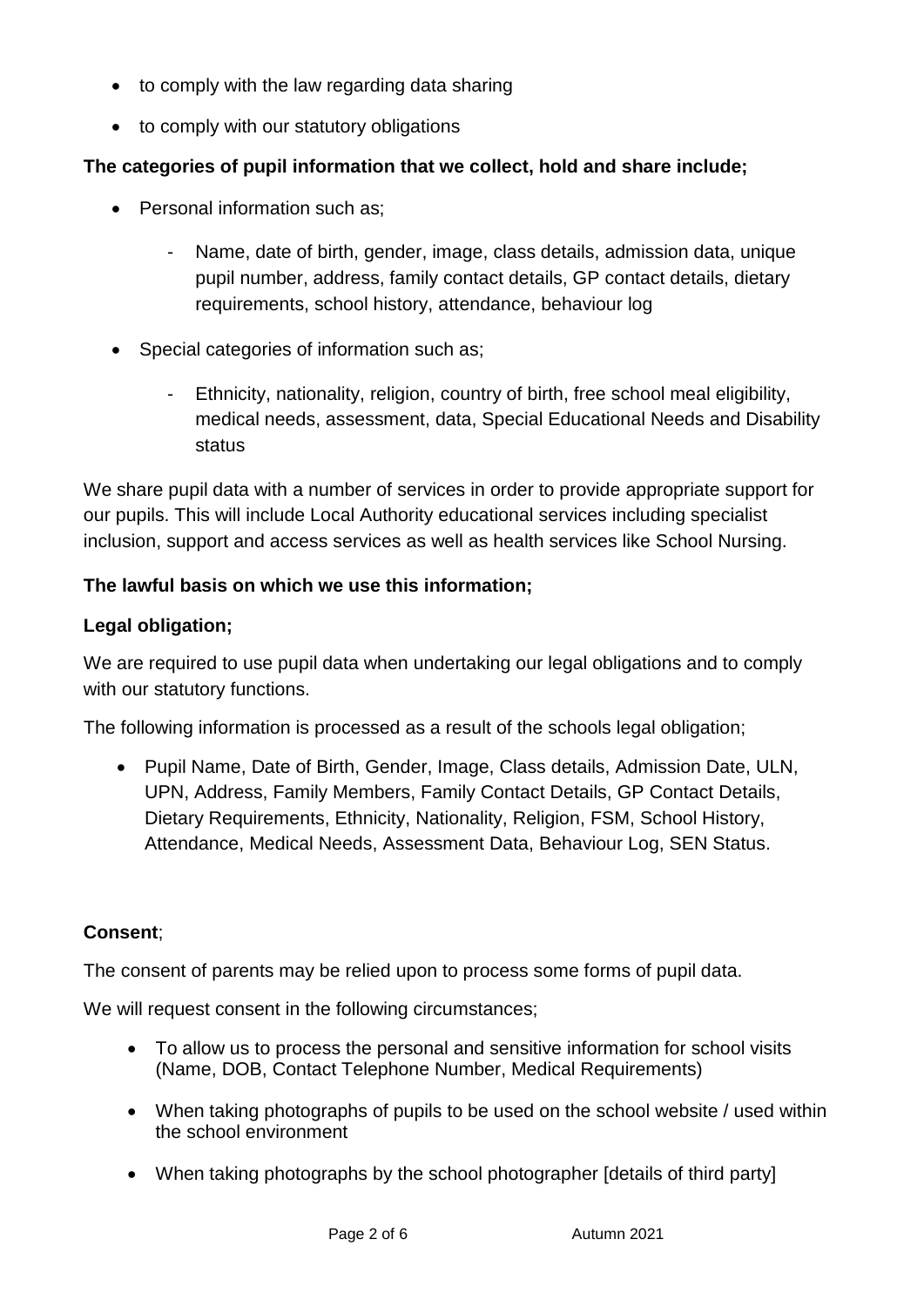- to comply with the law regarding data sharing
- to comply with our statutory obligations

**The categories of pupil information that we collect, hold and share include;**

- Personal information such as;
    - Name, date of birth, gender, image, class details, admission data, unique pupil number, address, family contact details, GP contact details, dietary requirements, school history, attendance, behaviour log
- Special categories of information such as;
    - Ethnicity, nationality, religion, country of birth, free school meal eligibility, medical needs, assessment, data, Special Educational Needs and Disability status

We share pupil data with a number of services in order to provide appropriate support for our pupils. This will include Local Authority educational services including specialist inclusion, support and access services as well as health services like School Nursing.

**The lawful basis on which we use this information;**

**Legal obligation;**

We are required to use pupil data when undertaking our legal obligations and to comply with our statutory functions.

The following information is processed as a result of the schools legal obligation;

- Pupil Name, Date of Birth, Gender, Image, Class details, Admission Date, ULN, UPN, Address, Family Members, Family Contact Details, GP Contact Details, Dietary Requirements, Ethnicity, Nationality, Religion, FSM, School History, Attendance, Medical Needs, Assessment Data, Behaviour Log, SEN Status.

**Consent**;

The consent of parents may be relied upon to process some forms of pupil data.

We will request consent in the following circumstances;

- To allow us to process the personal and sensitive information for school visits (Name, DOB, Contact Telephone Number, Medical Requirements)
- When taking photographs of pupils to be used on the school website / used within the school environment
- When taking photographs by the school photographer [details of third party]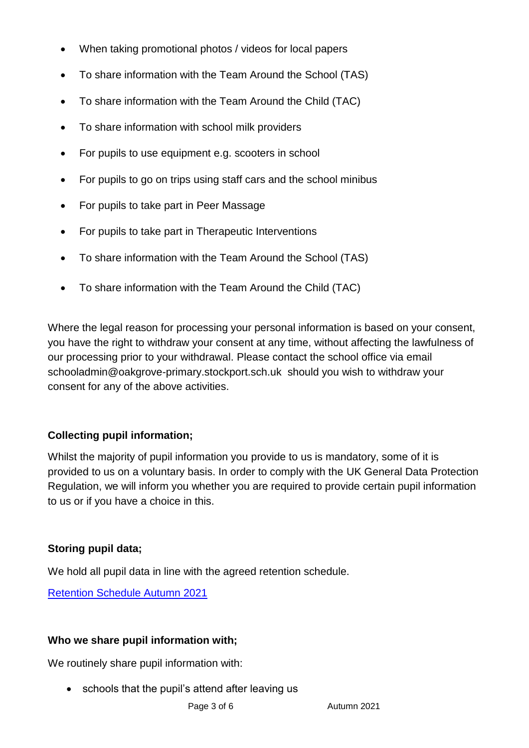- When taking promotional photos / videos for local papers
- To share information with the Team Around the School (TAS)
- To share information with the Team Around the Child (TAC)
- To share information with school milk providers
- For pupils to use equipment e.g. scooters in school
- For pupils to go on trips using staff cars and the school minibus
- For pupils to take part in Peer Massage
- For pupils to take part in Therapeutic Interventions
- To share information with the Team Around the School (TAS)
- To share information with the Team Around the Child (TAC)

Where the legal reason for processing your personal information is based on your consent, you have the right to withdraw your consent at any time, without affecting the lawfulness of our processing prior to your withdrawal. Please contact the school office via email schooladmin@oakgrove-primary.stockport.sch.uk should you wish to withdraw your consent for any of the above activities.

**Collecting pupil information;**

Whilst the majority of pupil information you provide to us is mandatory, some of it is provided to us on a voluntary basis. In order to comply with the UK General Data Protection Regulation, we will inform you whether you are required to provide certain pupil information to us or if you have a choice in this.

**Storing pupil data;**

We hold all pupil data in line with the agreed retention schedule.

Retention Schedule Autumn 2021

**Who we share pupil information with;**

We routinely share pupil information with:

- schools that the pupil's attend after leaving us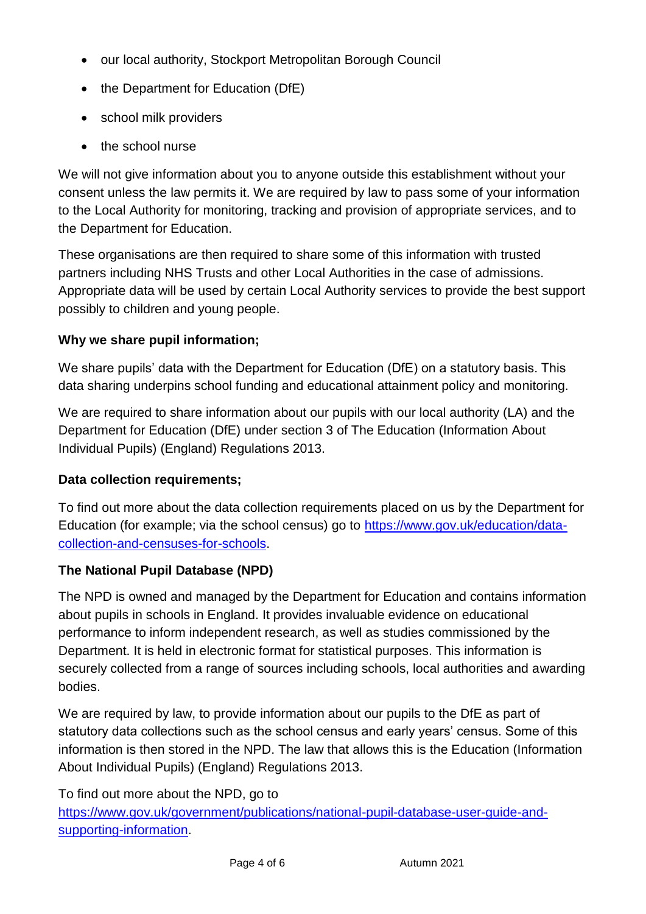- our local authority, Stockport Metropolitan Borough Council
- the Department for Education (DfE)
- school milk providers
- the school nurse

We will not give information about you to anyone outside this establishment without your consent unless the law permits it. We are required by law to pass some of your information to the Local Authority for monitoring, tracking and provision of appropriate services, and to the Department for Education.

These organisations are then required to share some of this information with trusted partners including NHS Trusts and other Local Authorities in the case of admissions. Appropriate data will be used by certain Local Authority services to provide the best support possibly to children and young people.

**Why we share pupil information;**

We share pupils' data with the Department for Education (DfE) on a statutory basis. This data sharing underpins school funding and educational attainment policy and monitoring.

We are required to share information about our pupils with our local authority (LA) and the Department for Education (DfE) under section 3 of The Education (Information About Individual Pupils) (England) Regulations 2013.

**Data collection requirements;**

To find out more about the data collection requirements placed on us by the Department for Education (for example; via the school census) go to [https://www.gov.uk/education/data-collection-and-censuses-for-schools](https://www.gov.uk/education/data-collection-and-censuses-for-schools).

**The National Pupil Database (NPD)**

The NPD is owned and managed by the Department for Education and contains information about pupils in schools in England. It provides invaluable evidence on educational performance to inform independent research, as well as studies commissioned by the Department. It is held in electronic format for statistical purposes. This information is securely collected from a range of sources including schools, local authorities and awarding bodies.

We are required by law, to provide information about our pupils to the DfE as part of statutory data collections such as the school census and early years' census. Some of this information is then stored in the NPD. The law that allows this is the Education (Information About Individual Pupils) (England) Regulations 2013.

To find out more about the NPD, go to [https://www.gov.uk/government/publications/national-pupil-database-user-guide-and-supporting-information](https://www.gov.uk/government/publications/national-pupil-database-user-guide-and-supporting-information).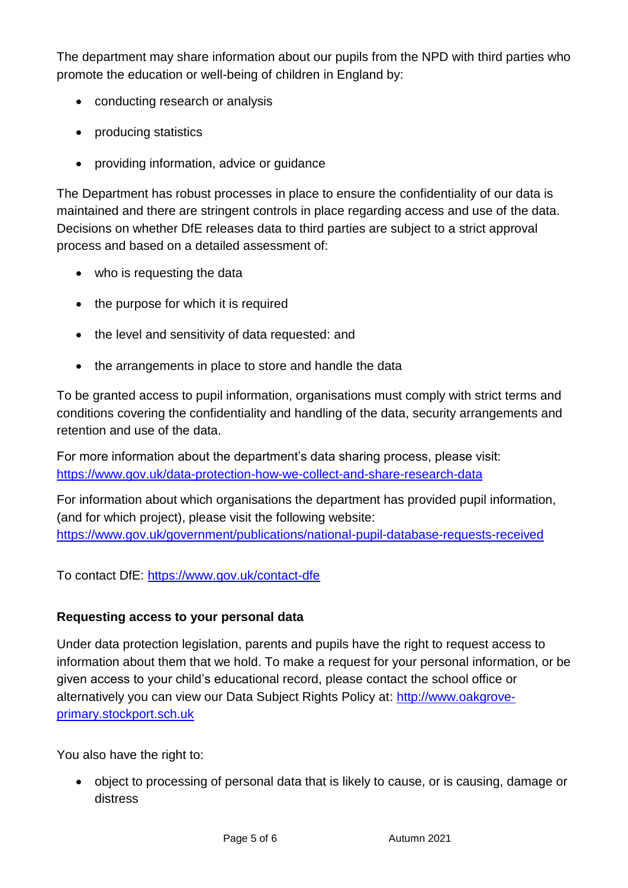The department may share information about our pupils from the NPD with third parties who promote the education or well-being of children in England by:

- conducting research or analysis
- producing statistics
- providing information, advice or guidance

The Department has robust processes in place to ensure the confidentiality of our data is maintained and there are stringent controls in place regarding access and use of the data. Decisions on whether DfE releases data to third parties are subject to a strict approval process and based on a detailed assessment of:

- who is requesting the data
- the purpose for which it is required
- the level and sensitivity of data requested: and
- the arrangements in place to store and handle the data

To be granted access to pupil information, organisations must comply with strict terms and conditions covering the confidentiality and handling of the data, security arrangements and retention and use of the data.

For more information about the department's data sharing process, please visit: [https://www.gov.uk/data-protection-how-we-collect-and-share-research-data](https://www.gov.uk/data-protection-how-we-collect-and-share-research-data)

For information about which organisations the department has provided pupil information, (and for which project), please visit the following website: [https://www.gov.uk/government/publications/national-pupil-database-requests-received](https://www.gov.uk/government/publications/national-pupil-database-requests-received)

To contact DfE: [https://www.gov.uk/contact-dfe](https://www.gov.uk/contact-dfe)

**Requesting access to your personal data**

Under data protection legislation, parents and pupils have the right to request access to information about them that we hold. To make a request for your personal information, or be given access to your child's educational record, please contact the school office or alternatively you can view our Data Subject Rights Policy at: [http://www.oakgrove-primary.stockport.sch.uk](http://www.oakgrove-primary.stockport.sch.uk)

You also have the right to:

- object to processing of personal data that is likely to cause, or is causing, damage or distress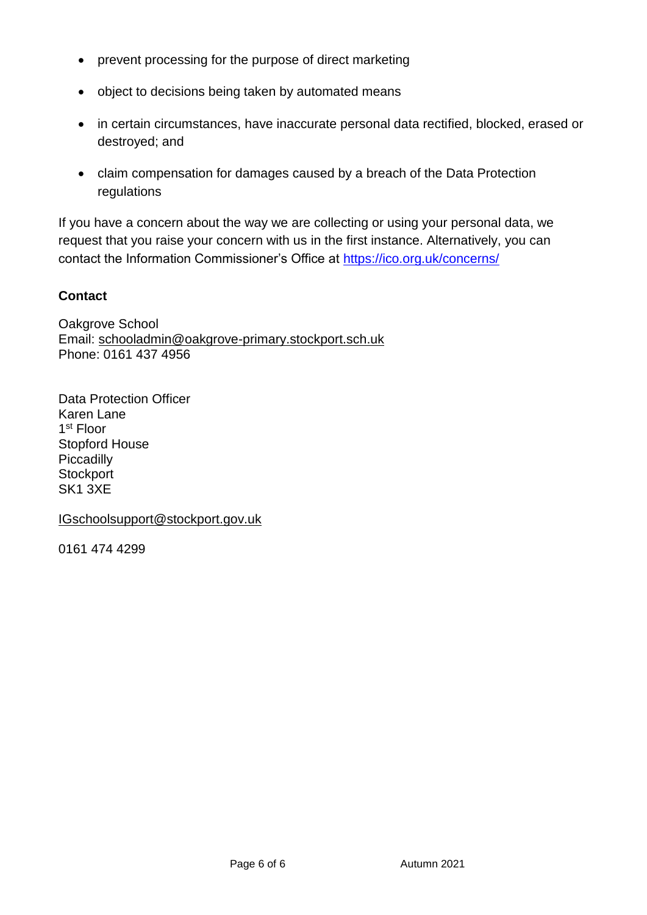- prevent processing for the purpose of direct marketing
- object to decisions being taken by automated means
- in certain circumstances, have inaccurate personal data rectified, blocked, erased or destroyed; and
- claim compensation for damages caused by a breach of the Data Protection regulations

If you have a concern about the way we are collecting or using your personal data, we request that you raise your concern with us in the first instance. Alternatively, you can contact the Information Commissioner's Office at https://ico.org.uk/concerns/

**Contact**

Oakgrove School
Email: schooladmin@oakgrove-primary.stockport.sch.uk
Phone: 0161 437 4956

Data Protection Officer
Karen Lane
1st Floor
Stopford House
Piccadilly
Stockport
SK1 3XE

IGschoolsupport@stockport.gov.uk

0161 474 4299

Autumn 2021